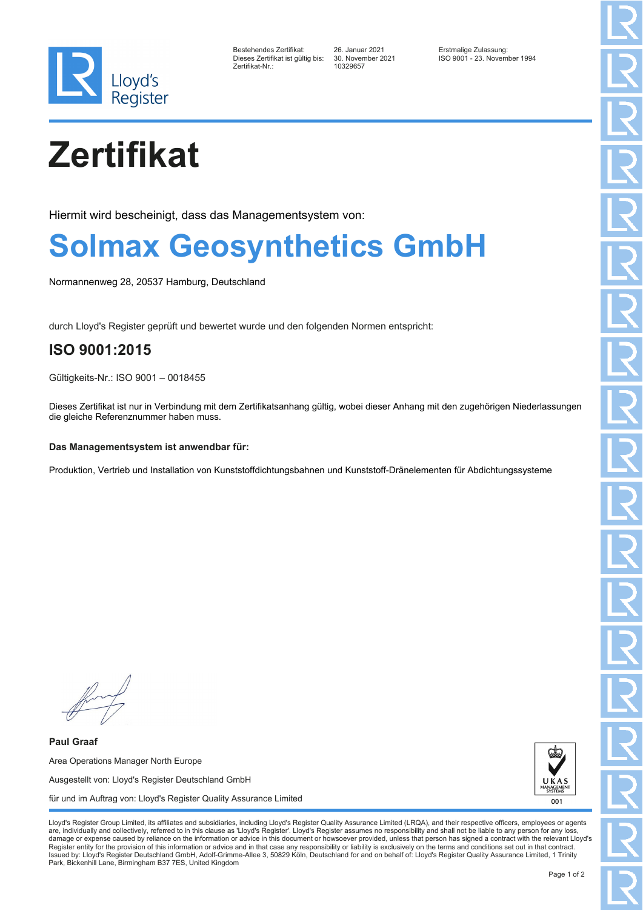Lloyd's Register

| | | |
|---|---|---|
| Bestehendes Zertifikat: | 26. Januar 2021 | Erstmalige Zulassung: |
| Dieses Zertifikat ist gültig bis: | 30. November 2021 | ISO 9001 - 23. November 1994 |
| Zertifikat-Nr.: | 10329657 | |

# Zertifikat

Hiermit wird bescheinigt, dass das Managementsystem von:

# Solmax Geosynthetics GmbH

Normannenweg 28, 20537 Hamburg, Deutschland

durch Lloyd's Register geprüft und bewertet wurde und den folgenden Normen entspricht:

## ISO 9001:2015

Gültigkeits-Nr.: ISO 9001 – 0018455

Dieses Zertifikat ist nur in Verbindung mit dem Zertifikatsanhang gültig, wobei dieser Anhang mit den zugehörigen Niederlassungen die gleiche Referenznummer haben muss.

**Das Managementsystem ist anwendbar für:**

Produktion, Vertrieb und Installation von Kunststoffdichtungsbahnen und Kunststoff-Dränelementen für Abdichtungssysteme

**Paul Graaf**

Area Operations Manager North Europe

Ausgestellt von: Lloyd's Register Deutschland GmbH

für und im Auftrag von: Lloyd's Register Quality Assurance Limited

UKAS MANAGEMENT SYSTEMS 001

Lloyd's Register Group Limited, its affiliates and subsidiaries, including Lloyd's Register Quality Assurance Limited (LRQA), and their respective officers, employees or agents are, individually and collectively, referred to in this clause as 'Lloyd's Register'. Lloyd's Register assumes no responsibility and shall not be liable to any person for any loss, damage or expense caused by reliance on the information or advice in this document or howsoever provided, unless that person has signed a contract with the relevant Lloyd's Register entity for the provision of this information or advice and in that case any responsibility or liability is exclusively on the terms and conditions set out in that contract.
Issued by: Lloyd's Register Deutschland GmbH, Adolf-Grimme-Allee 3, 50829 Köln, Deutschland for and on behalf of: Lloyd's Register Quality Assurance Limited, 1 Trinity Park, Bickenhill Lane, Birmingham B37 7ES, United Kingdom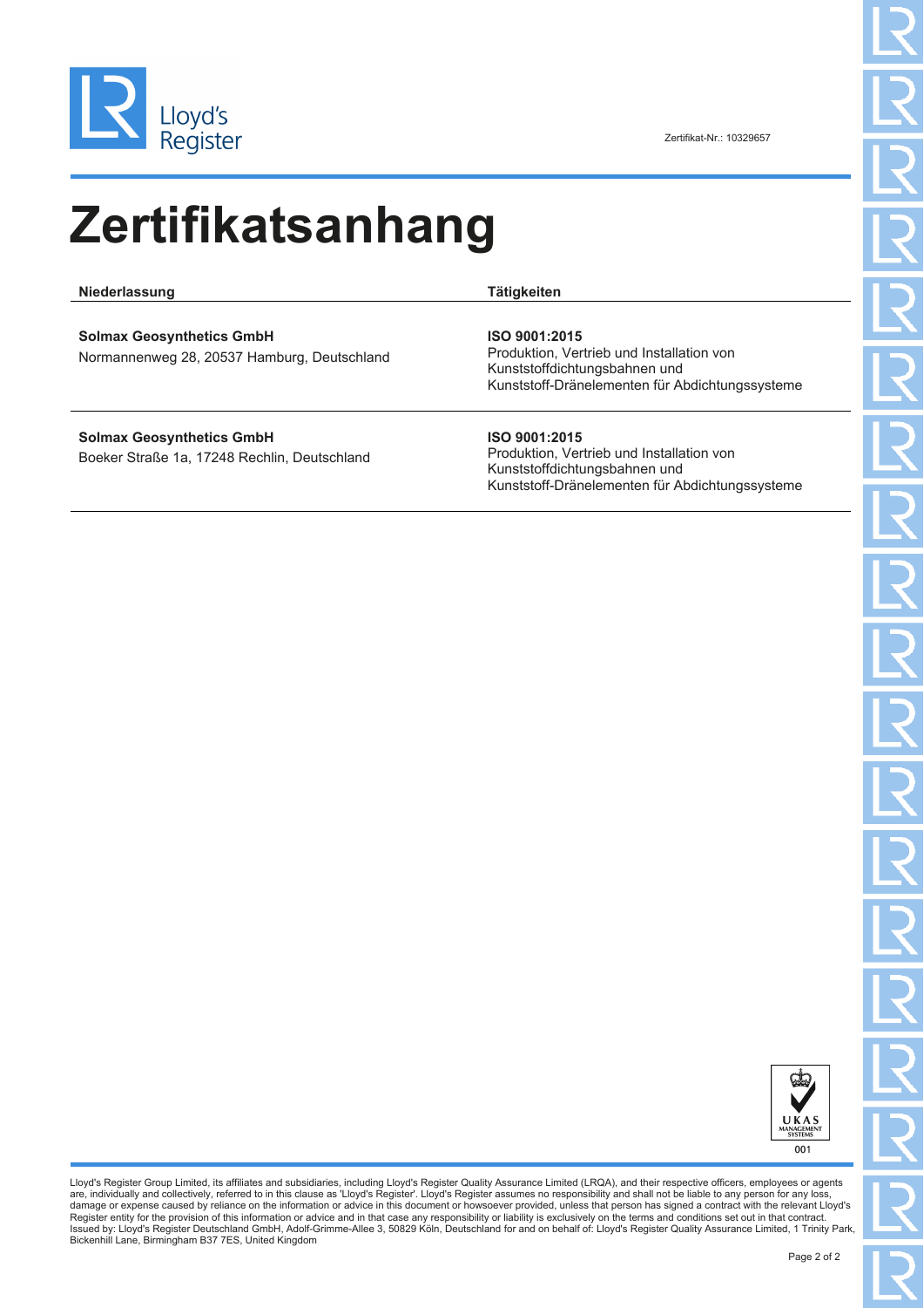Lloyd's Register

Zertifikat-Nr.: 10329657

# Zertifikatsanhang

| Niederlassung | Tätigkeiten |
| --- | --- |
| **Solmax Geosynthetics GmbH**<br>Normannenweg 28, 20537 Hamburg, Deutschland | **ISO 9001:2015**<br>Produktion, Vertrieb und Installation von Kunststoffdichtungsbahnen und Kunststoff-Dränelementen für Abdichtungssysteme |
| **Solmax Geosynthetics GmbH**<br>Boeker Straße 1a, 17248 Rechlin, Deutschland | **ISO 9001:2015**<br>Produktion, Vertrieb und Installation von Kunststoffdichtungsbahnen und Kunststoff-Dränelementen für Abdichtungssysteme |

UKAS MANAGEMENT SYSTEMS
001

Lloyd's Register Group Limited, its affiliates and subsidiaries, including Lloyd's Register Quality Assurance Limited (LRQA), and their respective officers, employees or agents are, individually and collectively, referred to in this clause as 'Lloyd's Register'. Lloyd's Register assumes no responsibility and shall not be liable to any person for any loss, damage or expense caused by reliance on the information or advice in this document or howsoever provided, unless that person has signed a contract with the relevant Lloyd's Register entity for the provision of this information or advice and in that case any responsibility or liability is exclusively on the terms and conditions set out in that contract.
Issued by: Lloyd's Register Deutschland GmbH, Adolf-Grimme-Allee 3, 50829 Köln, Deutschland for and on behalf of: Lloyd's Register Quality Assurance Limited, 1 Trinity Park, Bickenhill Lane, Birmingham B37 7ES, United Kingdom